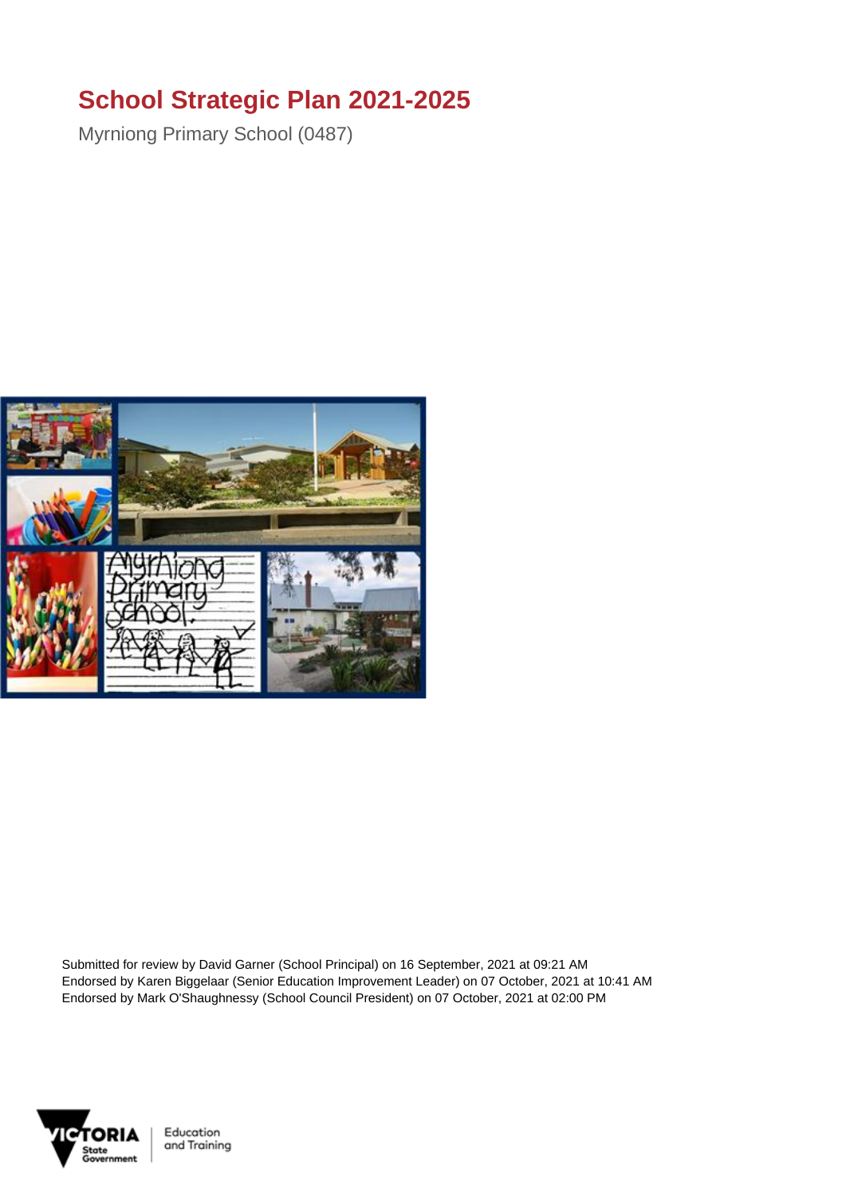# School Strategic Plan 2021-2025

Myrniong Primary School (0487)

Submitted for review by David Garner (School Principal) on 16 September, 2021 at 09:21 AM
Endorsed by Karen Biggelaar (Senior Education Improvement Leader) on 07 October, 2021 at 10:41 AM
Endorsed by Mark O'Shaughnessy (School Council President) on 07 October, 2021 at 02:00 PM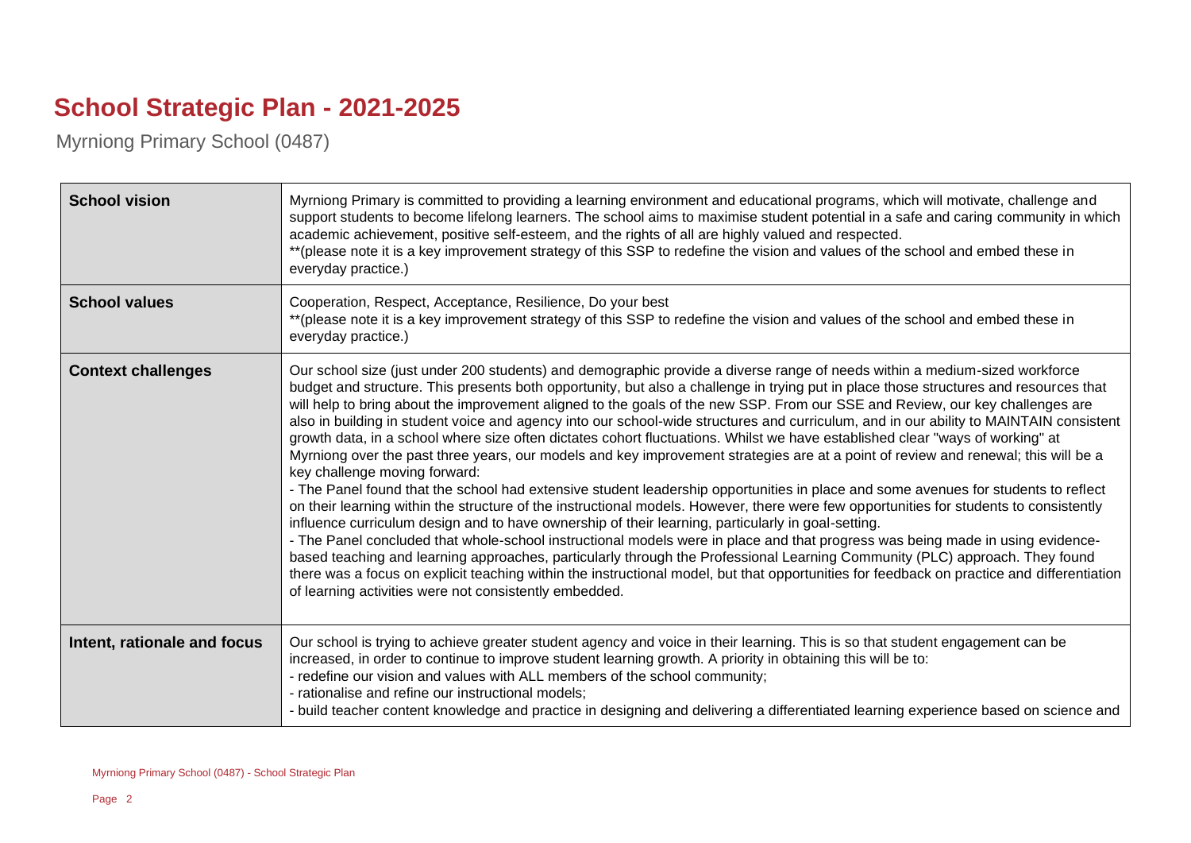# School Strategic Plan - 2021-2025

Myrniong Primary School (0487)

| | |
|---|---|
| **School vision** | Myrniong Primary is committed to providing a learning environment and educational programs, which will motivate, challenge and support students to become lifelong learners. The school aims to maximise student potential in a safe and caring community in which academic achievement, positive self-esteem, and the rights of all are highly valued and respected.<br>**(please note it is a key improvement strategy of this SSP to redefine the vision and values of the school and embed these in everyday practice.) |
| **School values** | Cooperation, Respect, Acceptance, Resilience, Do your best<br>**(please note it is a key improvement strategy of this SSP to redefine the vision and values of the school and embed these in everyday practice.) |
| **Context challenges** | Our school size (just under 200 students) and demographic provide a diverse range of needs within a medium-sized workforce budget and structure. This presents both opportunity, but also a challenge in trying put in place those structures and resources that will help to bring about the improvement aligned to the goals of the new SSP. From our SSE and Review, our key challenges are also in building in student voice and agency into our school-wide structures and curriculum, and in our ability to MAINTAIN consistent growth data, in a school where size often dictates cohort fluctuations. Whilst we have established clear "ways of working" at Myrniong over the past three years, our models and key improvement strategies are at a point of review and renewal; this will be a key challenge moving forward:<br>- The Panel found that the school had extensive student leadership opportunities in place and some avenues for students to reflect on their learning within the structure of the instructional models. However, there were few opportunities for students to consistently influence curriculum design and to have ownership of their learning, particularly in goal-setting.<br>- The Panel concluded that whole-school instructional models were in place and that progress was being made in using evidence-based teaching and learning approaches, particularly through the Professional Learning Community (PLC) approach. They found there was a focus on explicit teaching within the instructional model, but that opportunities for feedback on practice and differentiation of learning activities were not consistently embedded. |
| **Intent, rationale and focus** | Our school is trying to achieve greater student agency and voice in their learning. This is so that student engagement can be increased, in order to continue to improve student learning growth. A priority in obtaining this will be to:<br>- redefine our vision and values with ALL members of the school community;<br>- rationalise and refine our instructional models;<br>- build teacher content knowledge and practice in designing and delivering a differentiated learning experience based on science and |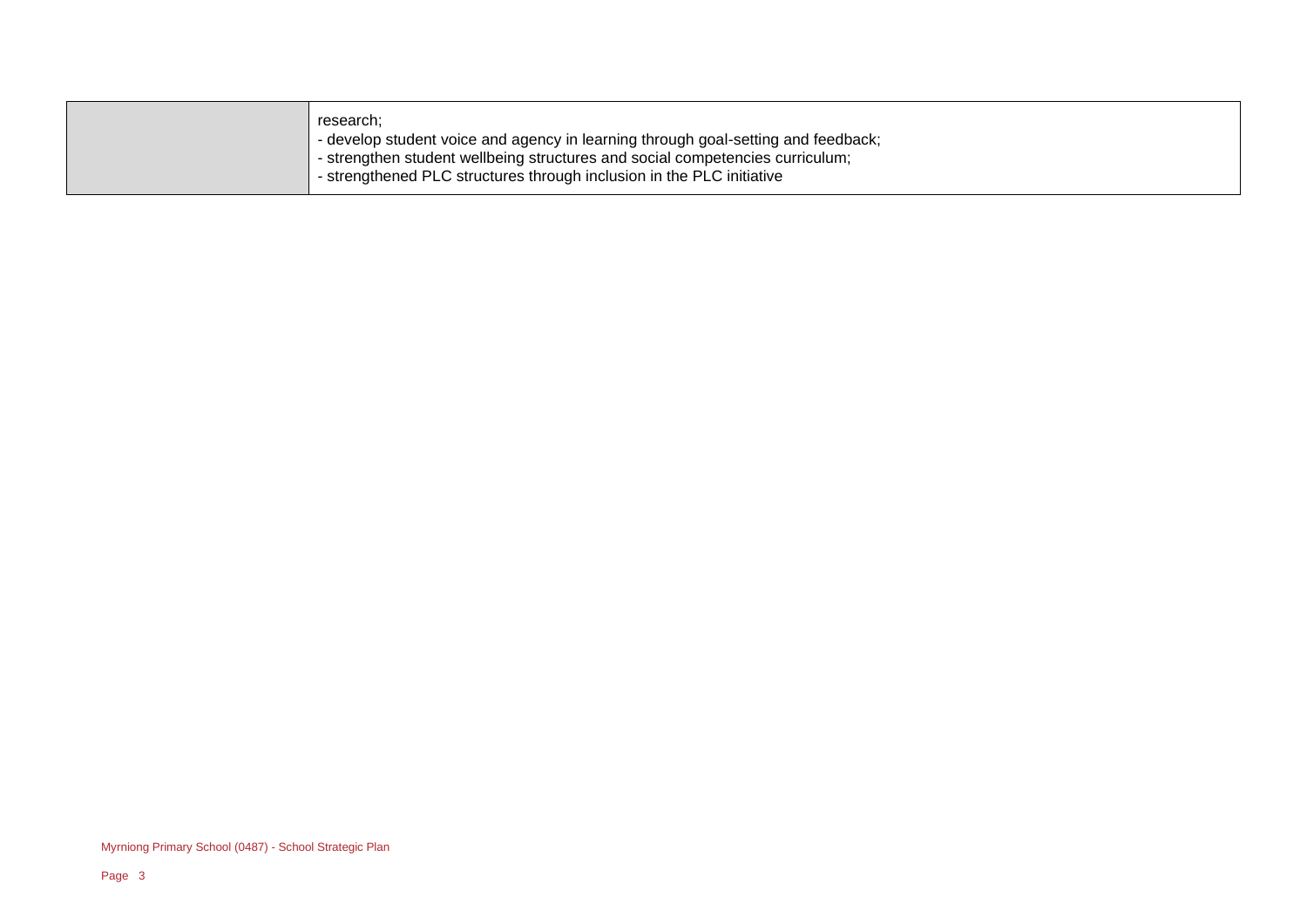| | |
|---|---|
| | research;<br>- develop student voice and agency in learning through goal-setting and feedback;<br>- strengthen student wellbeing structures and social competencies curriculum;<br>- strengthened PLC structures through inclusion in the PLC initiative |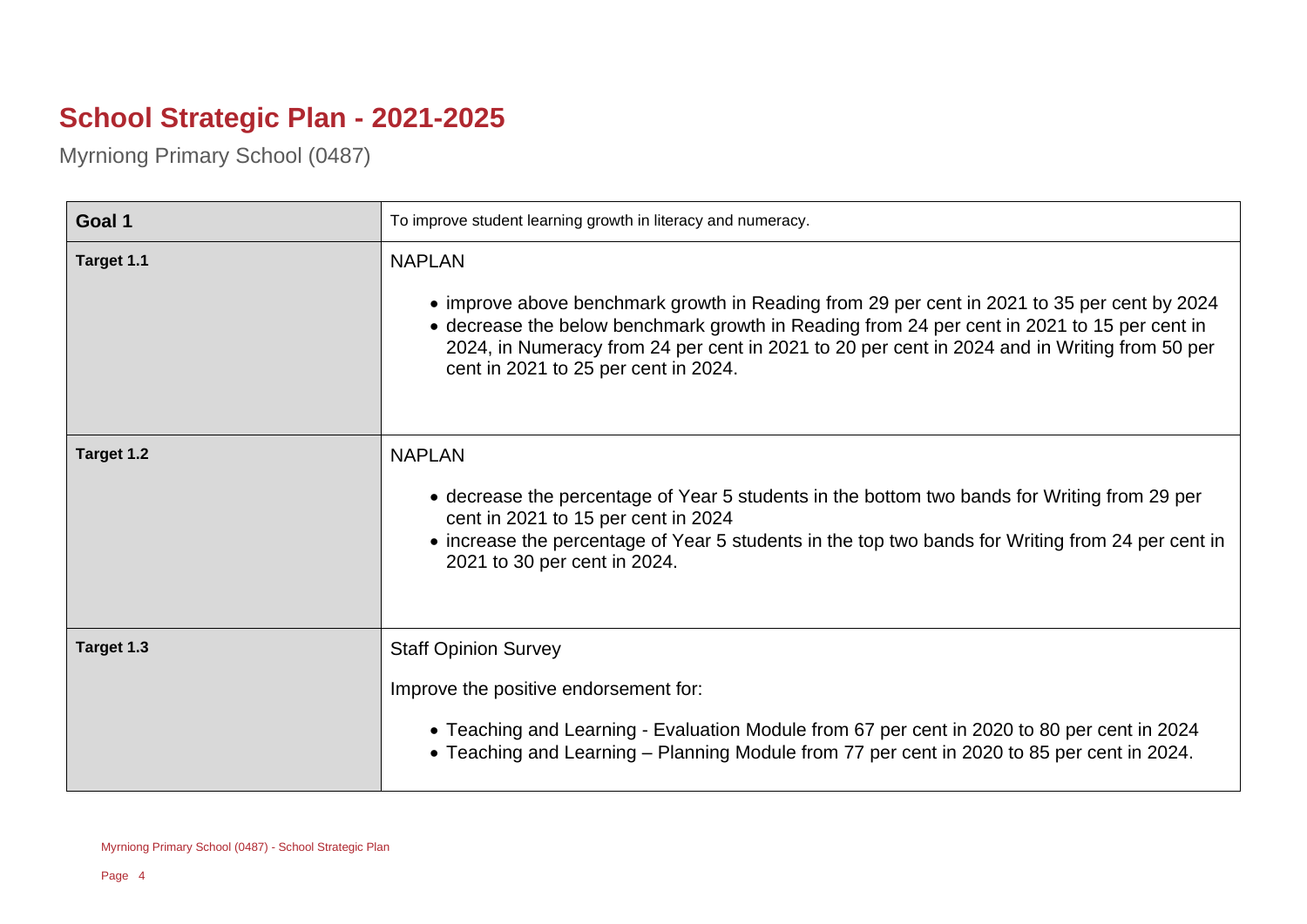# School Strategic Plan - 2021-2025

Myrniong Primary School (0487)

| | |
|---|---|
| **Goal 1** | To improve student learning growth in literacy and numeracy. |
| **Target 1.1** | NAPLAN<br><br>• improve above benchmark growth in Reading from 29 per cent in 2021 to 35 per cent by 2024<br>• decrease the below benchmark growth in Reading from 24 per cent in 2021 to 15 per cent in 2024, in Numeracy from 24 per cent in 2021 to 20 per cent in 2024 and in Writing from 50 per cent in 2021 to 25 per cent in 2024. |
| **Target 1.2** | NAPLAN<br><br>• decrease the percentage of Year 5 students in the bottom two bands for Writing from 29 per cent in 2021 to 15 per cent in 2024<br>• increase the percentage of Year 5 students in the top two bands for Writing from 24 per cent in 2021 to 30 per cent in 2024. |
| **Target 1.3** | Staff Opinion Survey<br><br>Improve the positive endorsement for:<br><br>• Teaching and Learning - Evaluation Module from 67 per cent in 2020 to 80 per cent in 2024<br>• Teaching and Learning – Planning Module from 77 per cent in 2020 to 85 per cent in 2024. |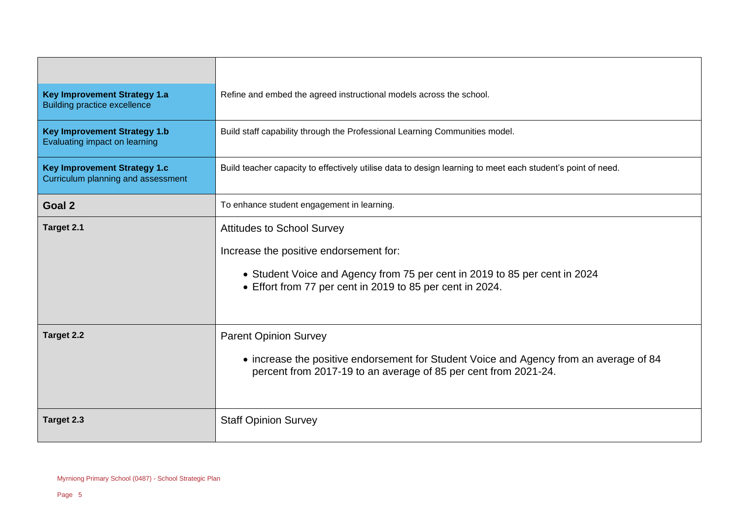| | |
|---|---|
| | |
| **Key Improvement Strategy 1.a**<br>Building practice excellence | Refine and embed the agreed instructional models across the school. |
| **Key Improvement Strategy 1.b**<br>Evaluating impact on learning | Build staff capability through the Professional Learning Communities model. |
| **Key Improvement Strategy 1.c**<br>Curriculum planning and assessment | Build teacher capacity to effectively utilise data to design learning to meet each student's point of need. |
| **Goal 2** | To enhance student engagement in learning. |
| **Target 2.1** | Attitudes to School Survey<br><br>Increase the positive endorsement for:<br><br>• Student Voice and Agency from 75 per cent in 2019 to 85 per cent in 2024<br>• Effort from 77 per cent in 2019 to 85 per cent in 2024. |
| **Target 2.2** | Parent Opinion Survey<br><br>• increase the positive endorsement for Student Voice and Agency from an average of 84 percent from 2017-19 to an average of 85 per cent from 2021-24. |
| **Target 2.3** | Staff Opinion Survey |

Myrniong Primary School (0487) - School Strategic Plan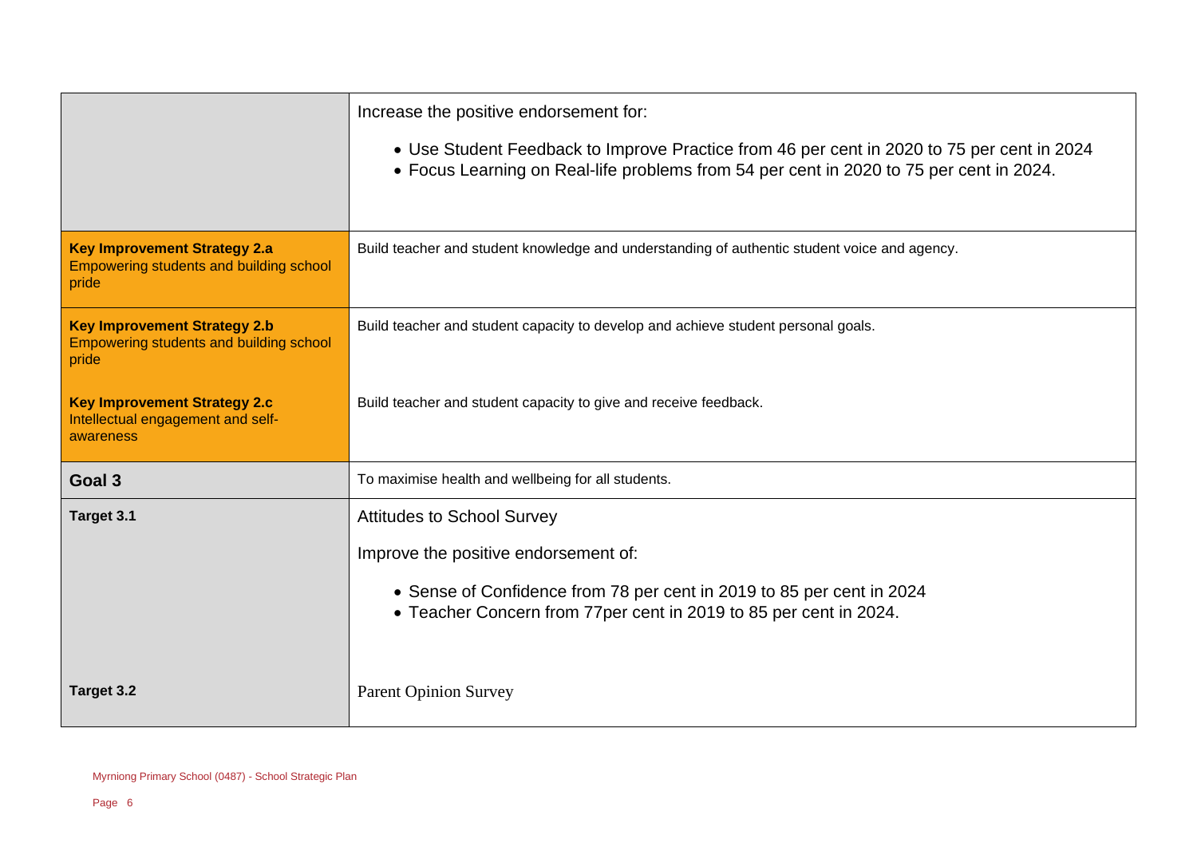| | |
|---|---|
| | Increase the positive endorsement for:<br><br>• Use Student Feedback to Improve Practice from 46 per cent in 2020 to 75 per cent in 2024<br>• Focus Learning on Real-life problems from 54 per cent in 2020 to 75 per cent in 2024. |
| **Key Improvement Strategy 2.a**<br>Empowering students and building school pride | Build teacher and student knowledge and understanding of authentic student voice and agency. |
| **Key Improvement Strategy 2.b**<br>Empowering students and building school pride | Build teacher and student capacity to develop and achieve student personal goals. |
| **Key Improvement Strategy 2.c**<br>Intellectual engagement and self-awareness | Build teacher and student capacity to give and receive feedback. |
| **Goal 3** | To maximise health and wellbeing for all students. |
| **Target 3.1** | Attitudes to School Survey<br><br>Improve the positive endorsement of:<br><br>• Sense of Confidence from 78 per cent in 2019 to 85 per cent in 2024<br>• Teacher Concern from 77per cent in 2019 to 85 per cent in 2024. |
| **Target 3.2** | Parent Opinion Survey |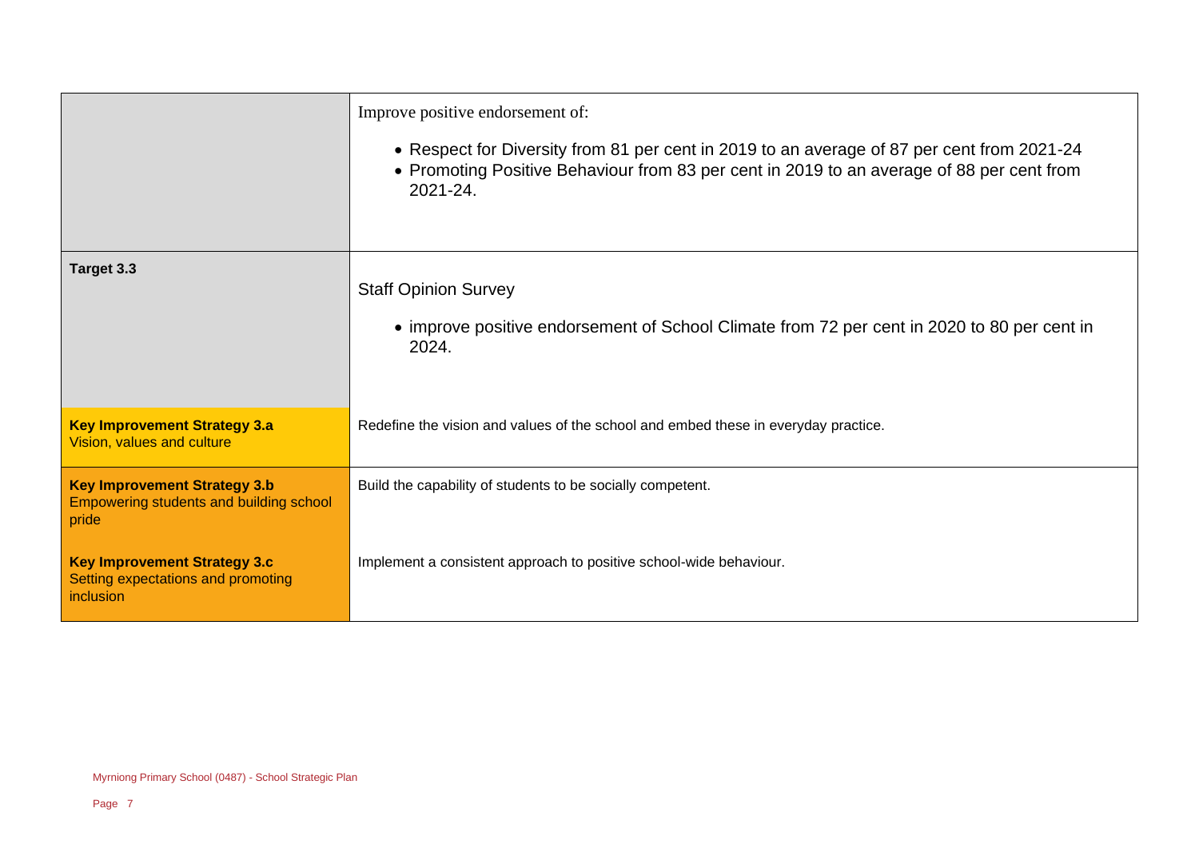| | |
|---|---|
| | Improve positive endorsement of:<br>• Respect for Diversity from 81 per cent in 2019 to an average of 87 per cent from 2021-24<br>• Promoting Positive Behaviour from 83 per cent in 2019 to an average of 88 per cent from 2021-24. |
| **Target 3.3** | Staff Opinion Survey<br>• improve positive endorsement of School Climate from 72 per cent in 2020 to 80 per cent in 2024. |
| **Key Improvement Strategy 3.a**<br>Vision, values and culture | Redefine the vision and values of the school and embed these in everyday practice. |
| **Key Improvement Strategy 3.b**<br>Empowering students and building school pride | Build the capability of students to be socially competent. |
| **Key Improvement Strategy 3.c**<br>Setting expectations and promoting inclusion | Implement a consistent approach to positive school-wide behaviour. |